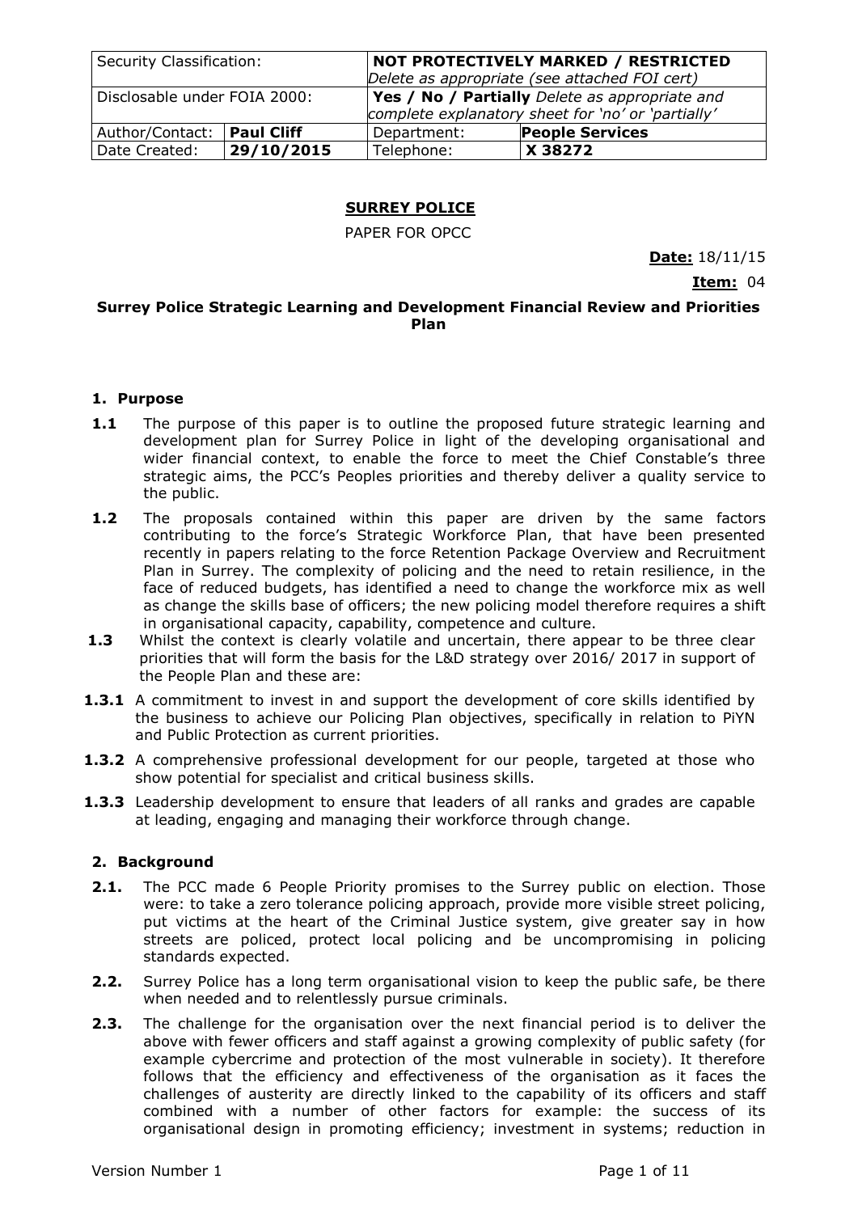| Security Classification: | | **NOT PROTECTIVELY MARKED / RESTRICTED** *Delete as appropriate (see attached FOI cert)* | |
|---|---|---|---|
| Disclosable under FOIA 2000: | | **Yes / No / Partially** *Delete as appropriate and complete explanatory sheet for 'no' or 'partially'* | |
| Author/Contact: | **Paul Cliff** | Department: | **People Services** |
| Date Created: | **29/10/2015** | Telephone: | **X 38272** |

**SURREY POLICE**

PAPER FOR OPCC

**Date:** 18/11/15

**Item:** 04

**Surrey Police Strategic Learning and Development Financial Review and Priorities Plan**

## 1. Purpose

**1.1** The purpose of this paper is to outline the proposed future strategic learning and development plan for Surrey Police in light of the developing organisational and wider financial context, to enable the force to meet the Chief Constable's three strategic aims, the PCC's Peoples priorities and thereby deliver a quality service to the public.

**1.2** The proposals contained within this paper are driven by the same factors contributing to the force's Strategic Workforce Plan, that have been presented recently in papers relating to the force Retention Package Overview and Recruitment Plan in Surrey. The complexity of policing and the need to retain resilience, in the face of reduced budgets, has identified a need to change the workforce mix as well as change the skills base of officers; the new policing model therefore requires a shift in organisational capacity, capability, competence and culture.

**1.3** Whilst the context is clearly volatile and uncertain, there appear to be three clear priorities that will form the basis for the L&D strategy over 2016/ 2017 in support of the People Plan and these are:

**1.3.1** A commitment to invest in and support the development of core skills identified by the business to achieve our Policing Plan objectives, specifically in relation to PiYN and Public Protection as current priorities.

**1.3.2** A comprehensive professional development for our people, targeted at those who show potential for specialist and critical business skills.

**1.3.3** Leadership development to ensure that leaders of all ranks and grades are capable at leading, engaging and managing their workforce through change.

## 2. Background

**2.1.** The PCC made 6 People Priority promises to the Surrey public on election. Those were: to take a zero tolerance policing approach, provide more visible street policing, put victims at the heart of the Criminal Justice system, give greater say in how streets are policed, protect local policing and be uncompromising in policing standards expected.

**2.2.** Surrey Police has a long term organisational vision to keep the public safe, be there when needed and to relentlessly pursue criminals.

**2.3.** The challenge for the organisation over the next financial period is to deliver the above with fewer officers and staff against a growing complexity of public safety (for example cybercrime and protection of the most vulnerable in society). It therefore follows that the efficiency and effectiveness of the organisation as it faces the challenges of austerity are directly linked to the capability of its officers and staff combined with a number of other factors for example: the success of its organisational design in promoting efficiency; investment in systems; reduction in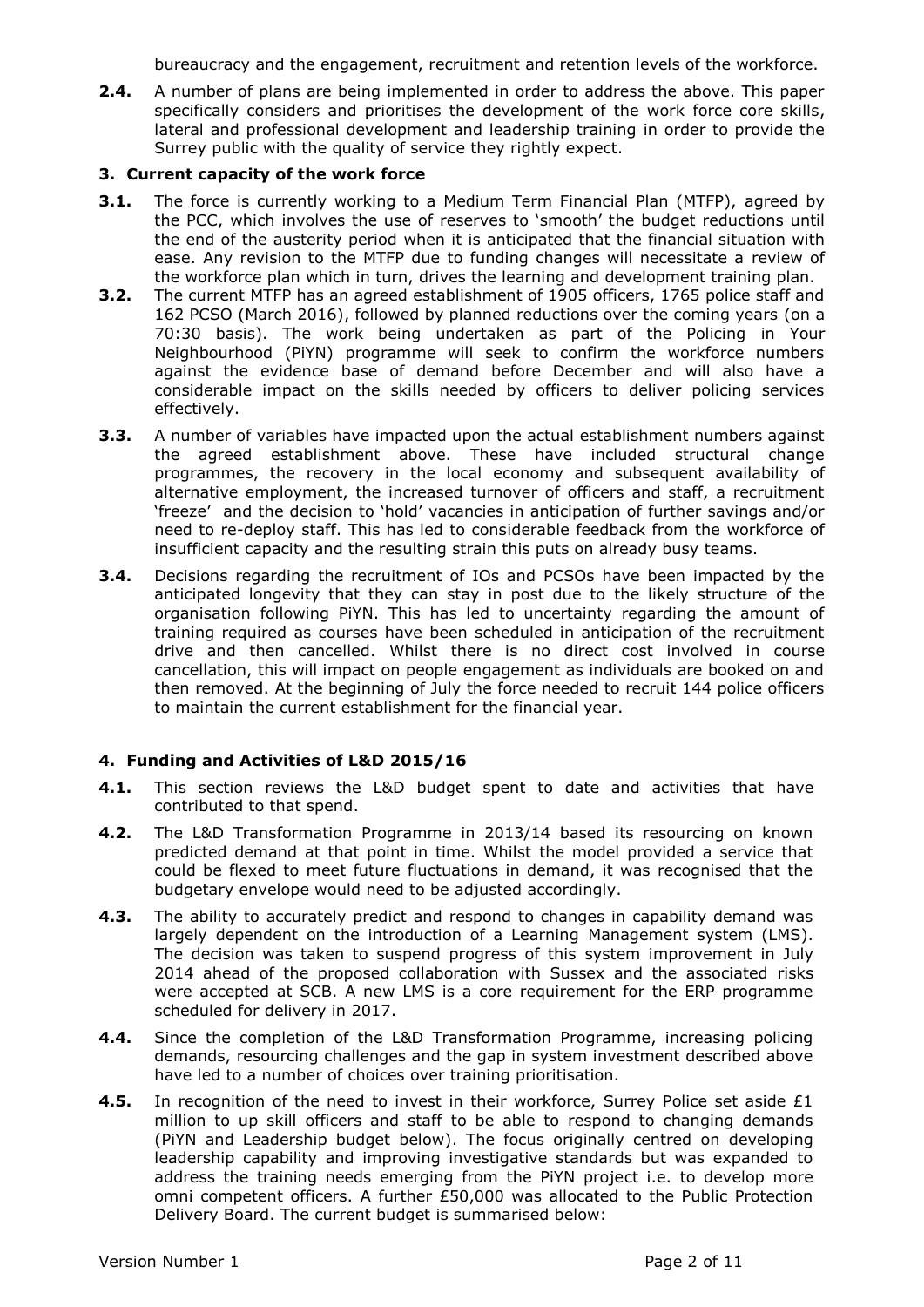bureaucracy and the engagement, recruitment and retention levels of the workforce.

**2.4.** A number of plans are being implemented in order to address the above. This paper specifically considers and prioritises the development of the work force core skills, lateral and professional development and leadership training in order to provide the Surrey public with the quality of service they rightly expect.

## 3. Current capacity of the work force

**3.1.** The force is currently working to a Medium Term Financial Plan (MTFP), agreed by the PCC, which involves the use of reserves to 'smooth' the budget reductions until the end of the austerity period when it is anticipated that the financial situation with ease. Any revision to the MTFP due to funding changes will necessitate a review of the workforce plan which in turn, drives the learning and development training plan.

**3.2.** The current MTFP has an agreed establishment of 1905 officers, 1765 police staff and 162 PCSO (March 2016), followed by planned reductions over the coming years (on a 70:30 basis). The work being undertaken as part of the Policing in Your Neighbourhood (PiYN) programme will seek to confirm the workforce numbers against the evidence base of demand before December and will also have a considerable impact on the skills needed by officers to deliver policing services effectively.

**3.3.** A number of variables have impacted upon the actual establishment numbers against the agreed establishment above. These have included structural change programmes, the recovery in the local economy and subsequent availability of alternative employment, the increased turnover of officers and staff, a recruitment 'freeze' and the decision to 'hold' vacancies in anticipation of further savings and/or need to re-deploy staff. This has led to considerable feedback from the workforce of insufficient capacity and the resulting strain this puts on already busy teams.

**3.4.** Decisions regarding the recruitment of IOs and PCSOs have been impacted by the anticipated longevity that they can stay in post due to the likely structure of the organisation following PiYN. This has led to uncertainty regarding the amount of training required as courses have been scheduled in anticipation of the recruitment drive and then cancelled. Whilst there is no direct cost involved in course cancellation, this will impact on people engagement as individuals are booked on and then removed. At the beginning of July the force needed to recruit 144 police officers to maintain the current establishment for the financial year.

## 4. Funding and Activities of L&D 2015/16

**4.1.** This section reviews the L&D budget spent to date and activities that have contributed to that spend.

**4.2.** The L&D Transformation Programme in 2013/14 based its resourcing on known predicted demand at that point in time. Whilst the model provided a service that could be flexed to meet future fluctuations in demand, it was recognised that the budgetary envelope would need to be adjusted accordingly.

**4.3.** The ability to accurately predict and respond to changes in capability demand was largely dependent on the introduction of a Learning Management system (LMS). The decision was taken to suspend progress of this system improvement in July 2014 ahead of the proposed collaboration with Sussex and the associated risks were accepted at SCB. A new LMS is a core requirement for the ERP programme scheduled for delivery in 2017.

**4.4.** Since the completion of the L&D Transformation Programme, increasing policing demands, resourcing challenges and the gap in system investment described above have led to a number of choices over training prioritisation.

**4.5.** In recognition of the need to invest in their workforce, Surrey Police set aside £1 million to up skill officers and staff to be able to respond to changing demands (PiYN and Leadership budget below). The focus originally centred on developing leadership capability and improving investigative standards but was expanded to address the training needs emerging from the PiYN project i.e. to develop more omni competent officers. A further £50,000 was allocated to the Public Protection Delivery Board. The current budget is summarised below: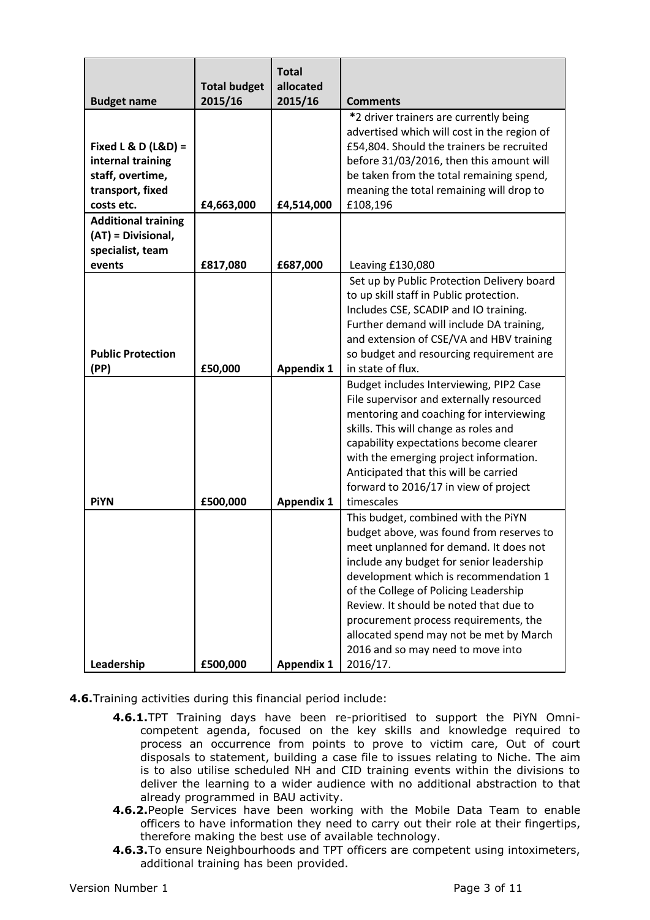| Budget name | Total budget 2015/16 | Total allocated 2015/16 | Comments |
|---|---|---|---|
| **Fixed L & D (L&D) = internal training staff, overtime, transport, fixed costs etc.** | **£4,663,000** | **£4,514,000** | **\***2 driver trainers are currently being advertised which will cost in the region of £54,804. Should the trainers be recruited before 31/03/2016, then this amount will be taken from the total remaining spend, meaning the total remaining will drop to £108,196 |
| **Additional training (AT) = Divisional, specialist, team events** | **£817,080** | **£687,000** | Leaving £130,080 |
| **Public Protection (PP)** | **£50,000** | **Appendix 1** | Set up by Public Protection Delivery board to up skill staff in Public protection. Includes CSE, SCADIP and IO training. Further demand will include DA training, and extension of CSE/VA and HBV training so budget and resourcing requirement are in state of flux. |
| **PiYN** | **£500,000** | **Appendix 1** | Budget includes Interviewing, PIP2 Case File supervisor and externally resourced mentoring and coaching for interviewing skills. This will change as roles and capability expectations become clearer with the emerging project information. Anticipated that this will be carried forward to 2016/17 in view of project timescales |
| **Leadership** | **£500,000** | **Appendix 1** | This budget, combined with the PiYN budget above, was found from reserves to meet unplanned for demand. It does not include any budget for senior leadership development which is recommendation 1 of the College of Policing Leadership Review. It should be noted that due to procurement process requirements, the allocated spend may not be met by March 2016 and so may need to move into 2016/17. |

**4.6.** Training activities during this financial period include:

- **4.6.1.** TPT Training days have been re-prioritised to support the PiYN Omni-competent agenda, focused on the key skills and knowledge required to process an occurrence from points to prove to victim care, Out of court disposals to statement, building a case file to issues relating to Niche. The aim is to also utilise scheduled NH and CID training events within the divisions to deliver the learning to a wider audience with no additional abstraction to that already programmed in BAU activity.
- **4.6.2.** People Services have been working with the Mobile Data Team to enable officers to have information they need to carry out their role at their fingertips, therefore making the best use of available technology.
- **4.6.3.** To ensure Neighbourhoods and TPT officers are competent using intoximeters, additional training has been provided.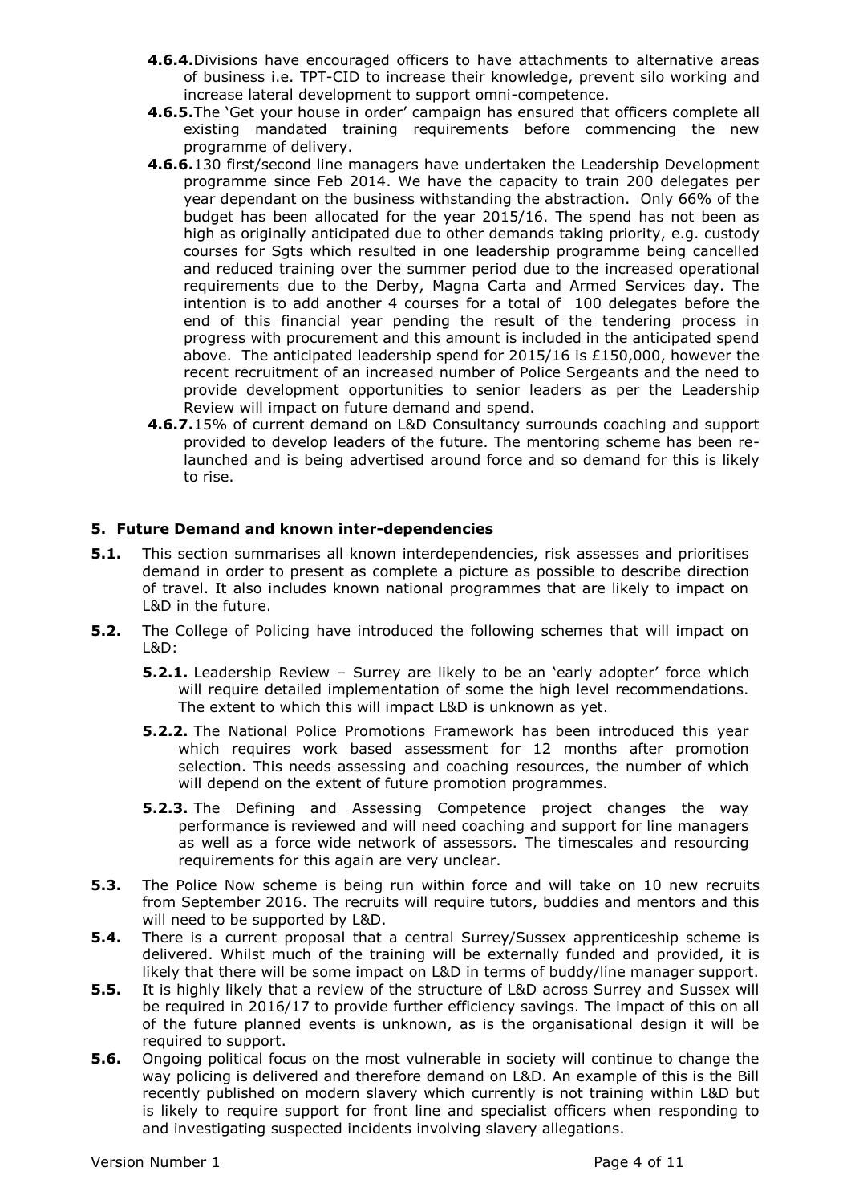- **4.6.4.** Divisions have encouraged officers to have attachments to alternative areas of business i.e. TPT-CID to increase their knowledge, prevent silo working and increase lateral development to support omni-competence.
- **4.6.5.** The 'Get your house in order' campaign has ensured that officers complete all existing mandated training requirements before commencing the new programme of delivery.
- **4.6.6.** 130 first/second line managers have undertaken the Leadership Development programme since Feb 2014. We have the capacity to train 200 delegates per year dependant on the business withstanding the abstraction. Only 66% of the budget has been allocated for the year 2015/16. The spend has not been as high as originally anticipated due to other demands taking priority, e.g. custody courses for Sgts which resulted in one leadership programme being cancelled and reduced training over the summer period due to the increased operational requirements due to the Derby, Magna Carta and Armed Services day. The intention is to add another 4 courses for a total of 100 delegates before the end of this financial year pending the result of the tendering process in progress with procurement and this amount is included in the anticipated spend above. The anticipated leadership spend for 2015/16 is £150,000, however the recent recruitment of an increased number of Police Sergeants and the need to provide development opportunities to senior leaders as per the Leadership Review will impact on future demand and spend.
- **4.6.7.** 15% of current demand on L&D Consultancy surrounds coaching and support provided to develop leaders of the future. The mentoring scheme has been re-launched and is being advertised around force and so demand for this is likely to rise.

## 5. Future Demand and known inter-dependencies

**5.1.** This section summarises all known interdependencies, risk assesses and prioritises demand in order to present as complete a picture as possible to describe direction of travel. It also includes known national programmes that are likely to impact on L&D in the future.

**5.2.** The College of Policing have introduced the following schemes that will impact on L&D:

- **5.2.1.** Leadership Review – Surrey are likely to be an 'early adopter' force which will require detailed implementation of some the high level recommendations. The extent to which this will impact L&D is unknown as yet.
- **5.2.2.** The National Police Promotions Framework has been introduced this year which requires work based assessment for 12 months after promotion selection. This needs assessing and coaching resources, the number of which will depend on the extent of future promotion programmes.
- **5.2.3.** The Defining and Assessing Competence project changes the way performance is reviewed and will need coaching and support for line managers as well as a force wide network of assessors. The timescales and resourcing requirements for this again are very unclear.

**5.3.** The Police Now scheme is being run within force and will take on 10 new recruits from September 2016. The recruits will require tutors, buddies and mentors and this will need to be supported by L&D.

**5.4.** There is a current proposal that a central Surrey/Sussex apprenticeship scheme is delivered. Whilst much of the training will be externally funded and provided, it is likely that there will be some impact on L&D in terms of buddy/line manager support.

**5.5.** It is highly likely that a review of the structure of L&D across Surrey and Sussex will be required in 2016/17 to provide further efficiency savings. The impact of this on all of the future planned events is unknown, as is the organisational design it will be required to support.

**5.6.** Ongoing political focus on the most vulnerable in society will continue to change the way policing is delivered and therefore demand on L&D. An example of this is the Bill recently published on modern slavery which currently is not training within L&D but is likely to require support for front line and specialist officers when responding to and investigating suspected incidents involving slavery allegations.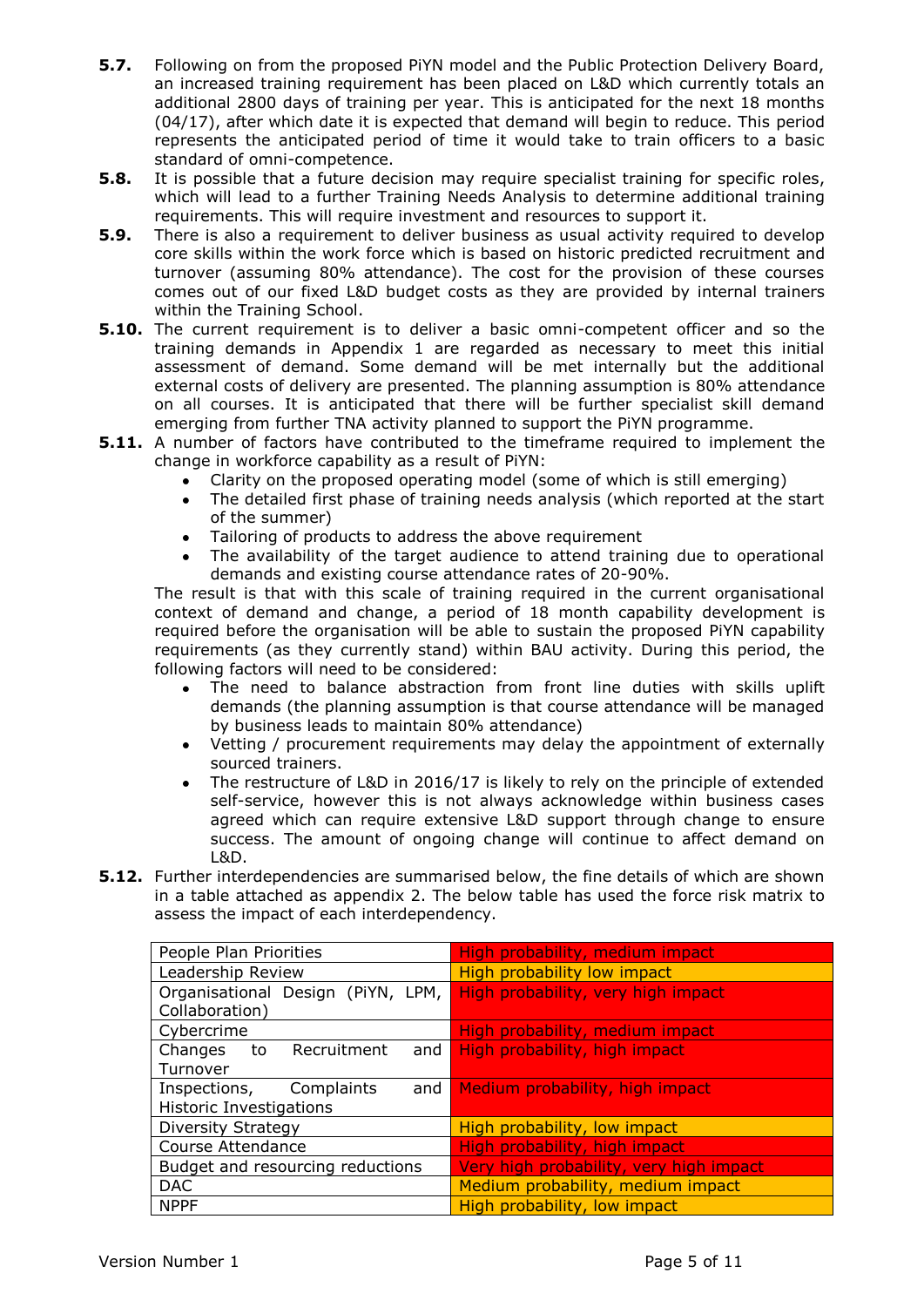**5.7.** Following on from the proposed PiYN model and the Public Protection Delivery Board, an increased training requirement has been placed on L&D which currently totals an additional 2800 days of training per year. This is anticipated for the next 18 months (04/17), after which date it is expected that demand will begin to reduce. This period represents the anticipated period of time it would take to train officers to a basic standard of omni-competence.

**5.8.** It is possible that a future decision may require specialist training for specific roles, which will lead to a further Training Needs Analysis to determine additional training requirements. This will require investment and resources to support it.

**5.9.** There is also a requirement to deliver business as usual activity required to develop core skills within the work force which is based on historic predicted recruitment and turnover (assuming 80% attendance). The cost for the provision of these courses comes out of our fixed L&D budget costs as they are provided by internal trainers within the Training School.

**5.10.** The current requirement is to deliver a basic omni-competent officer and so the training demands in Appendix 1 are regarded as necessary to meet this initial assessment of demand. Some demand will be met internally but the additional external costs of delivery are presented. The planning assumption is 80% attendance on all courses. It is anticipated that there will be further specialist skill demand emerging from further TNA activity planned to support the PiYN programme.

**5.11.** A number of factors have contributed to the timeframe required to implement the change in workforce capability as a result of PiYN:

- Clarity on the proposed operating model (some of which is still emerging)
- The detailed first phase of training needs analysis (which reported at the start of the summer)
- Tailoring of products to address the above requirement
- The availability of the target audience to attend training due to operational demands and existing course attendance rates of 20-90%.

The result is that with this scale of training required in the current organisational context of demand and change, a period of 18 month capability development is required before the organisation will be able to sustain the proposed PiYN capability requirements (as they currently stand) within BAU activity. During this period, the following factors will need to be considered:

- The need to balance abstraction from front line duties with skills uplift demands (the planning assumption is that course attendance will be managed by business leads to maintain 80% attendance)
- Vetting / procurement requirements may delay the appointment of externally sourced trainers.
- The restructure of L&D in 2016/17 is likely to rely on the principle of extended self-service, however this is not always acknowledge within business cases agreed which can require extensive L&D support through change to ensure success. The amount of ongoing change will continue to affect demand on L&D.

**5.12.** Further interdependencies are summarised below, the fine details of which are shown in a table attached as appendix 2. The below table has used the force risk matrix to assess the impact of each interdependency.

| Interdependency | Risk |
|---|---|
| People Plan Priorities | High probability, medium impact |
| Leadership Review | High probability low impact |
| Organisational Design (PiYN, LPM, Collaboration) | High probability, very high impact |
| Cybercrime | High probability, medium impact |
| Changes to Recruitment and Turnover | High probability, high impact |
| Inspections, Complaints and Historic Investigations | Medium probability, high impact |
| Diversity Strategy | High probability, low impact |
| Course Attendance | High probability, high impact |
| Budget and resourcing reductions | Very high probability, very high impact |
| DAC | Medium probability, medium impact |
| NPPF | High probability, low impact |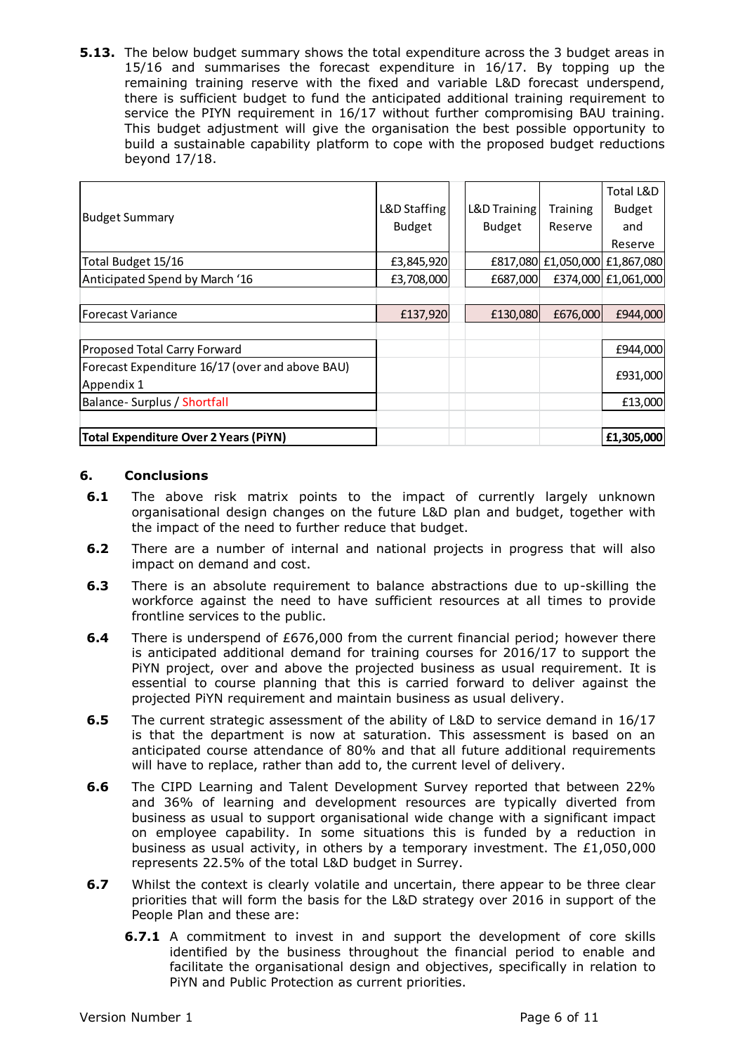**5.13.** The below budget summary shows the total expenditure across the 3 budget areas in 15/16 and summarises the forecast expenditure in 16/17. By topping up the remaining training reserve with the fixed and variable L&D forecast underspend, there is sufficient budget to fund the anticipated additional training requirement to service the PIYN requirement in 16/17 without further compromising BAU training. This budget adjustment will give the organisation the best possible opportunity to build a sustainable capability platform to cope with the proposed budget reductions beyond 17/18.

| Budget Summary | L&D Staffing Budget | L&D Training Budget | Training Reserve | Total L&D Budget and Reserve |
|---|---|---|---|---|
| Total Budget 15/16 | £3,845,920 | £817,080 | £1,050,000 | £1,867,080 |
| Anticipated Spend by March '16 | £3,708,000 | £687,000 | £374,000 | £1,061,000 |
| | | | | |
| Forecast Variance | £137,920 | £130,080 | £676,000 | £944,000 |
| | | | | |
| Proposed Total Carry Forward | | | | £944,000 |
| Forecast Expenditure 16/17 (over and above BAU) Appendix 1 | | | | £931,000 |
| Balance- Surplus / Shortfall | | | | £13,000 |
| | | | | |
| **Total Expenditure Over 2 Years (PiYN)** | | | | **£1,305,000** |

## 6. Conclusions

**6.1** The above risk matrix points to the impact of currently largely unknown organisational design changes on the future L&D plan and budget, together with the impact of the need to further reduce that budget.

**6.2** There are a number of internal and national projects in progress that will also impact on demand and cost.

**6.3** There is an absolute requirement to balance abstractions due to up-skilling the workforce against the need to have sufficient resources at all times to provide frontline services to the public.

**6.4** There is underspend of £676,000 from the current financial period; however there is anticipated additional demand for training courses for 2016/17 to support the PiYN project, over and above the projected business as usual requirement. It is essential to course planning that this is carried forward to deliver against the projected PiYN requirement and maintain business as usual delivery.

**6.5** The current strategic assessment of the ability of L&D to service demand in 16/17 is that the department is now at saturation. This assessment is based on an anticipated course attendance of 80% and that all future additional requirements will have to replace, rather than add to, the current level of delivery.

**6.6** The CIPD Learning and Talent Development Survey reported that between 22% and 36% of learning and development resources are typically diverted from business as usual to support organisational wide change with a significant impact on employee capability. In some situations this is funded by a reduction in business as usual activity, in others by a temporary investment. The £1,050,000 represents 22.5% of the total L&D budget in Surrey.

**6.7** Whilst the context is clearly volatile and uncertain, there appear to be three clear priorities that will form the basis for the L&D strategy over 2016 in support of the People Plan and these are:

**6.7.1** A commitment to invest in and support the development of core skills identified by the business throughout the financial period to enable and facilitate the organisational design and objectives, specifically in relation to PiYN and Public Protection as current priorities.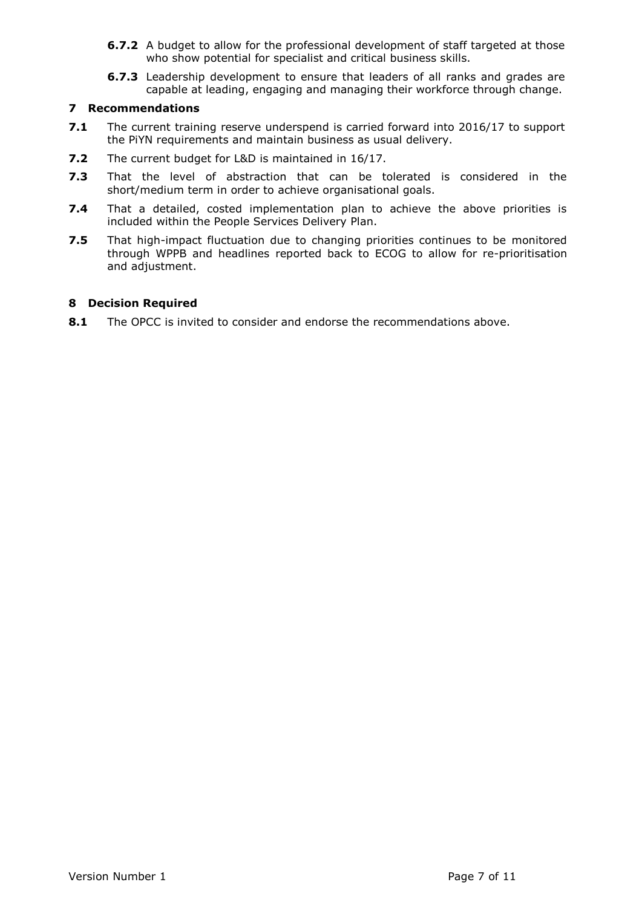**6.7.2** A budget to allow for the professional development of staff targeted at those who show potential for specialist and critical business skills.

**6.7.3** Leadership development to ensure that leaders of all ranks and grades are capable at leading, engaging and managing their workforce through change.

## 7 Recommendations

**7.1** The current training reserve underspend is carried forward into 2016/17 to support the PiYN requirements and maintain business as usual delivery.

**7.2** The current budget for L&D is maintained in 16/17.

**7.3** That the level of abstraction that can be tolerated is considered in the short/medium term in order to achieve organisational goals.

**7.4** That a detailed, costed implementation plan to achieve the above priorities is included within the People Services Delivery Plan.

**7.5** That high-impact fluctuation due to changing priorities continues to be monitored through WPPB and headlines reported back to ECOG to allow for re-prioritisation and adjustment.

## 8 Decision Required

**8.1** The OPCC is invited to consider and endorse the recommendations above.

Version Number 1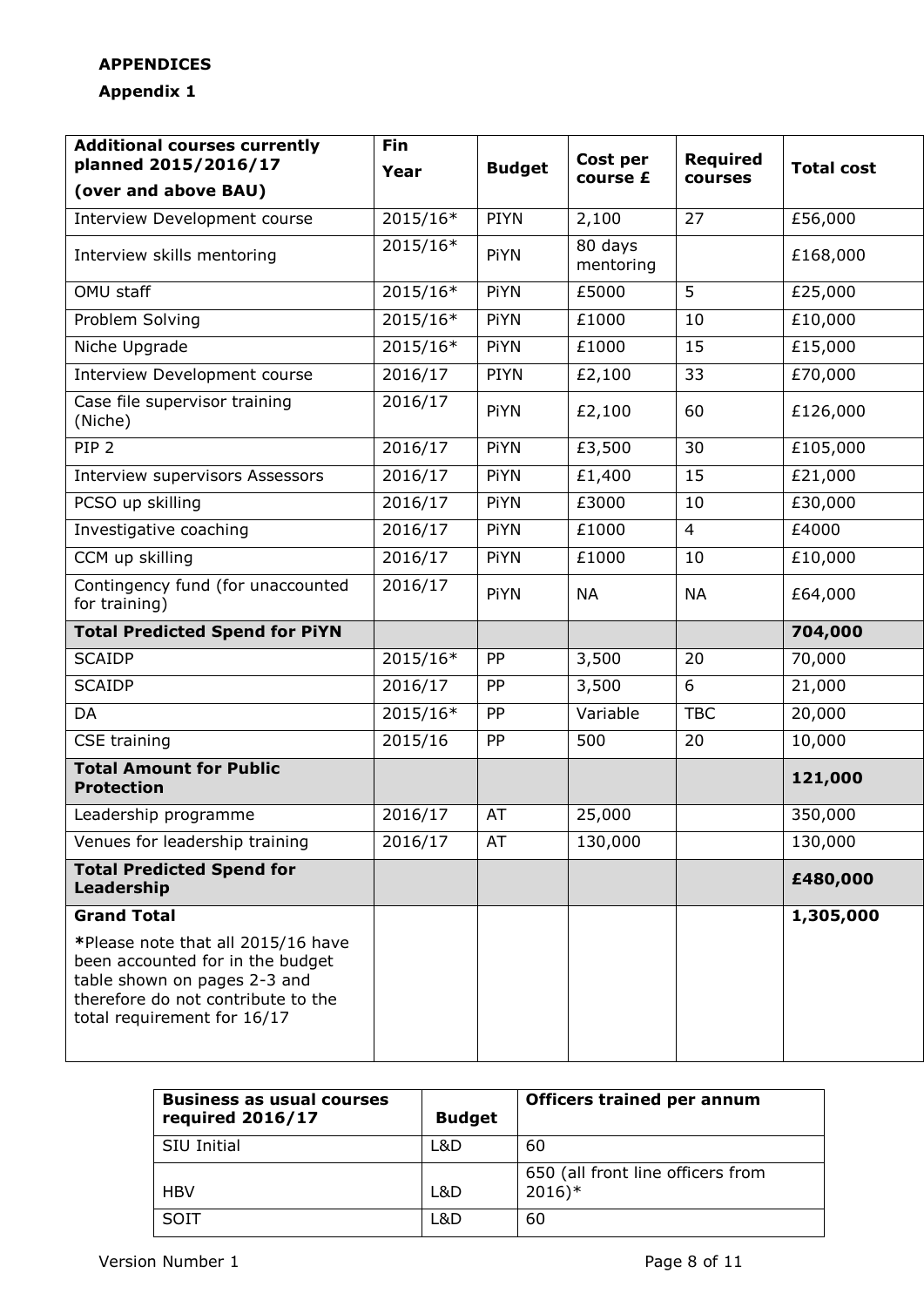**APPENDICES**

**Appendix 1**

| Additional courses currently planned 2015/2016/17 (over and above BAU) | Fin Year | Budget | Cost per course £ | Required courses | Total cost |
|---|---|---|---|---|---|
| Interview Development course | 2015/16* | PIYN | 2,100 | 27 | £56,000 |
| Interview skills mentoring | 2015/16* | PiYN | 80 days mentoring | | £168,000 |
| OMU staff | 2015/16* | PiYN | £5000 | 5 | £25,000 |
| Problem Solving | 2015/16* | PiYN | £1000 | 10 | £10,000 |
| Niche Upgrade | 2015/16* | PiYN | £1000 | 15 | £15,000 |
| Interview Development course | 2016/17 | PIYN | £2,100 | 33 | £70,000 |
| Case file supervisor training (Niche) | 2016/17 | PiYN | £2,100 | 60 | £126,000 |
| PIP 2 | 2016/17 | PiYN | £3,500 | 30 | £105,000 |
| Interview supervisors Assessors | 2016/17 | PiYN | £1,400 | 15 | £21,000 |
| PCSO up skilling | 2016/17 | PiYN | £3000 | 10 | £30,000 |
| Investigative coaching | 2016/17 | PiYN | £1000 | 4 | £4000 |
| CCM up skilling | 2016/17 | PiYN | £1000 | 10 | £10,000 |
| Contingency fund (for unaccounted for training) | 2016/17 | PiYN | NA | NA | £64,000 |
| **Total Predicted Spend for PiYN** | | | | | **704,000** |
| SCAIDP | 2015/16* | PP | 3,500 | 20 | 70,000 |
| SCAIDP | 2016/17 | PP | 3,500 | 6 | 21,000 |
| DA | 2015/16* | PP | Variable | TBC | 20,000 |
| CSE training | 2015/16 | PP | 500 | 20 | 10,000 |
| **Total Amount for Public Protection** | | | | | **121,000** |
| Leadership programme | 2016/17 | AT | 25,000 | | 350,000 |
| Venues for leadership training | 2016/17 | AT | 130,000 | | 130,000 |
| **Total Predicted Spend for Leadership** | | | | | **£480,000** |
| **Grand Total** **\***Please note that all 2015/16 have been accounted for in the budget table shown on pages 2-3 and therefore do not contribute to the total requirement for 16/17 | | | | | **1,305,000** |

| Business as usual courses required 2016/17 | Budget | Officers trained per annum |
|---|---|---|
| SIU Initial | L&D | 60 |
| HBV | L&D | 650 (all front line officers from 2016)* |
| SOIT | L&D | 60 |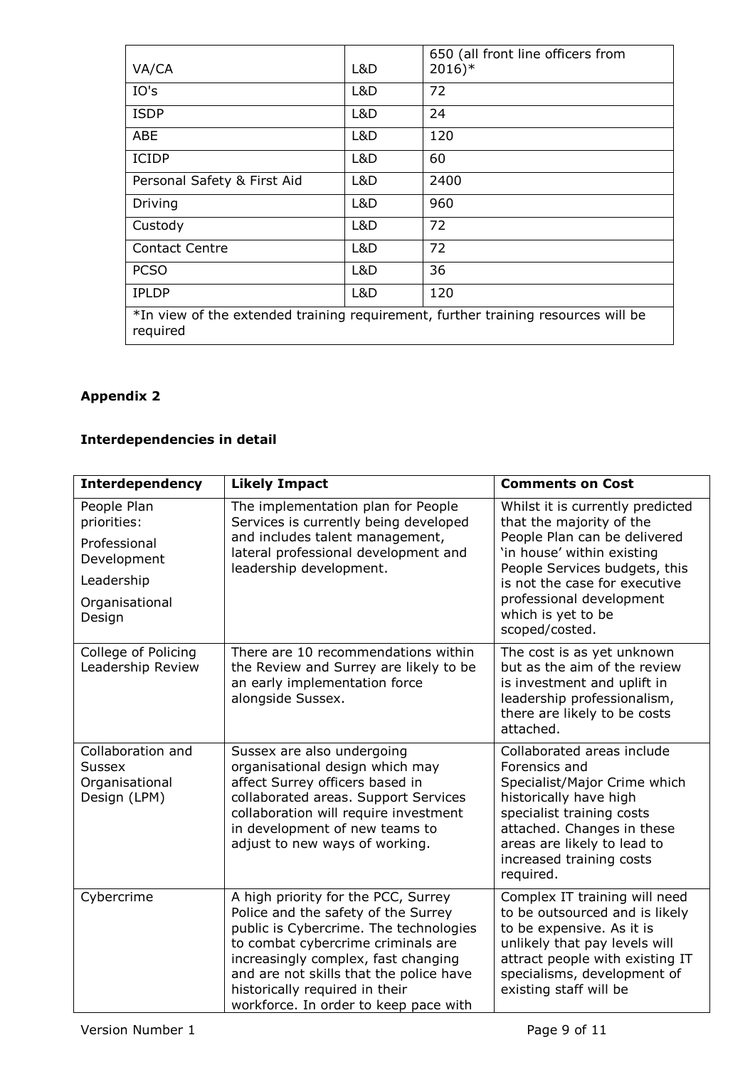| VA/CA | L&D | 650 (all front line officers from 2016)* |
|---|---|---|
| IO's | L&D | 72 |
| ISDP | L&D | 24 |
| ABE | L&D | 120 |
| ICIDP | L&D | 60 |
| Personal Safety & First Aid | L&D | 2400 |
| Driving | L&D | 960 |
| Custody | L&D | 72 |
| Contact Centre | L&D | 72 |
| PCSO | L&D | 36 |
| IPLDP | L&D | 120 |
| *In view of the extended training requirement, further training resources will be required | | |

**Appendix 2**

**Interdependencies in detail**

| Interdependency | Likely Impact | Comments on Cost |
|---|---|---|
| People Plan priorities: Professional Development Leadership Organisational Design | The implementation plan for People Services is currently being developed and includes talent management, lateral professional development and leadership development. | Whilst it is currently predicted that the majority of the People Plan can be delivered 'in house' within existing People Services budgets, this is not the case for executive professional development which is yet to be scoped/costed. |
| College of Policing Leadership Review | There are 10 recommendations within the Review and Surrey are likely to be an early implementation force alongside Sussex. | The cost is as yet unknown but as the aim of the review is investment and uplift in leadership professionalism, there are likely to be costs attached. |
| Collaboration and Sussex Organisational Design (LPM) | Sussex are also undergoing organisational design which may affect Surrey officers based in collaborated areas. Support Services collaboration will require investment in development of new teams to adjust to new ways of working. | Collaborated areas include Forensics and Specialist/Major Crime which historically have high specialist training costs attached. Changes in these areas are likely to lead to increased training costs required. |
| Cybercrime | A high priority for the PCC, Surrey Police and the safety of the Surrey public is Cybercrime. The technologies to combat cybercrime criminals are increasingly complex, fast changing and are not skills that the police have historically required in their workforce. In order to keep pace with | Complex IT training will need to be outsourced and is likely to be expensive. As it is unlikely that pay levels will attract people with existing IT specialisms, development of existing staff will be |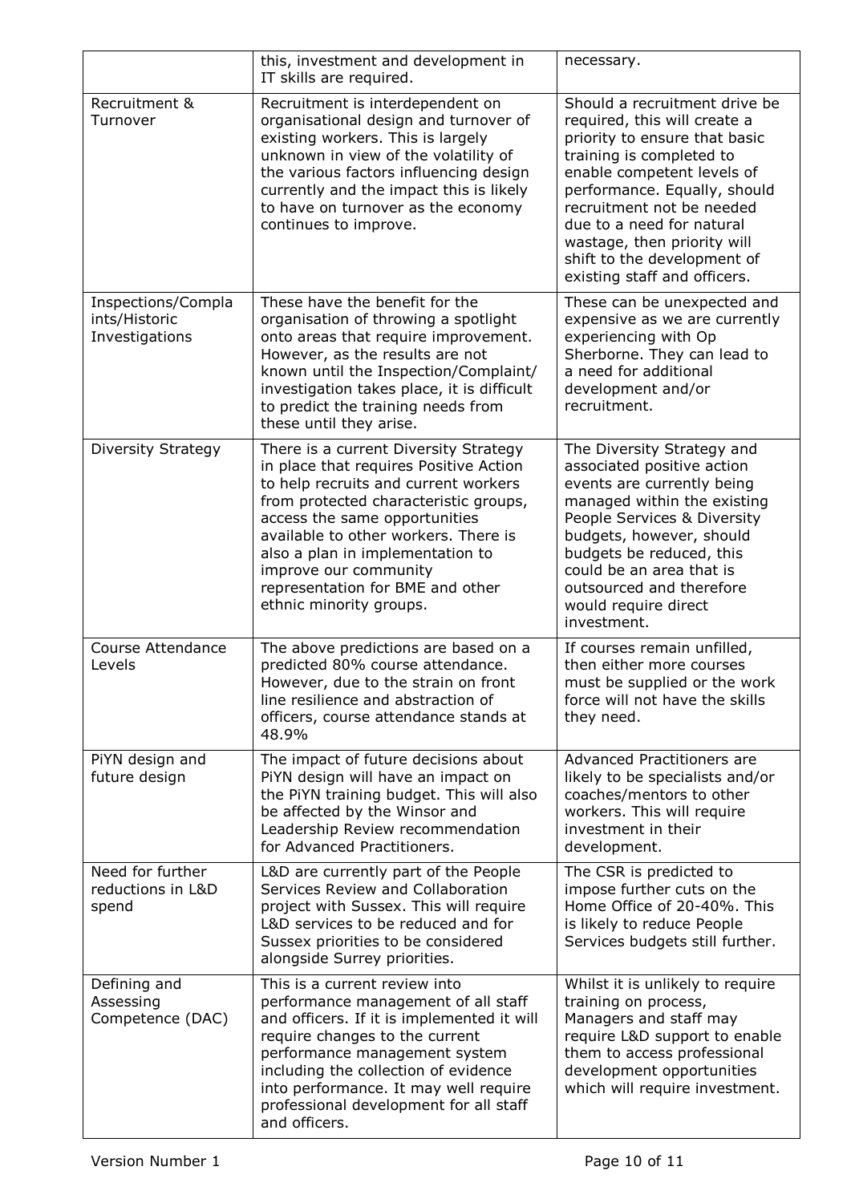| | | |
|---|---|---|
| | this, investment and development in IT skills are required. | necessary. |
| Recruitment & Turnover | Recruitment is interdependent on organisational design and turnover of existing workers. This is largely unknown in view of the volatility of the various factors influencing design currently and the impact this is likely to have on turnover as the economy continues to improve. | Should a recruitment drive be required, this will create a priority to ensure that basic training is completed to enable competent levels of performance. Equally, should recruitment not be needed due to a need for natural wastage, then priority will shift to the development of existing staff and officers. |
| Inspections/Complaints/Historic Investigations | These have the benefit for the organisation of throwing a spotlight onto areas that require improvement. However, as the results are not known until the Inspection/Complaint/investigation takes place, it is difficult to predict the training needs from these until they arise. | These can be unexpected and expensive as we are currently experiencing with Op Sherborne. They can lead to a need for additional development and/or recruitment. |
| Diversity Strategy | There is a current Diversity Strategy in place that requires Positive Action to help recruits and current workers from protected characteristic groups, access the same opportunities available to other workers. There is also a plan in implementation to improve our community representation for BME and other ethnic minority groups. | The Diversity Strategy and associated positive action events are currently being managed within the existing People Services & Diversity budgets, however, should budgets be reduced, this could be an area that is outsourced and therefore would require direct investment. |
| Course Attendance Levels | The above predictions are based on a predicted 80% course attendance. However, due to the strain on front line resilience and abstraction of officers, course attendance stands at 48.9% | If courses remain unfilled, then either more courses must be supplied or the work force will not have the skills they need. |
| PiYN design and future design | The impact of future decisions about PiYN design will have an impact on the PiYN training budget. This will also be affected by the Winsor and Leadership Review recommendation for Advanced Practitioners. | Advanced Practitioners are likely to be specialists and/or coaches/mentors to other workers. This will require investment in their development. |
| Need for further reductions in L&D spend | L&D are currently part of the People Services Review and Collaboration project with Sussex. This will require L&D services to be reduced and for Sussex priorities to be considered alongside Surrey priorities. | The CSR is predicted to impose further cuts on the Home Office of 20-40%. This is likely to reduce People Services budgets still further. |
| Defining and Assessing Competence (DAC) | This is a current review into performance management of all staff and officers. If it is implemented it will require changes to the current performance management system including the collection of evidence into performance. It may well require professional development for all staff and officers. | Whilst it is unlikely to require training on process, Managers and staff may require L&D support to enable them to access professional development opportunities which will require investment. |

Version Number 1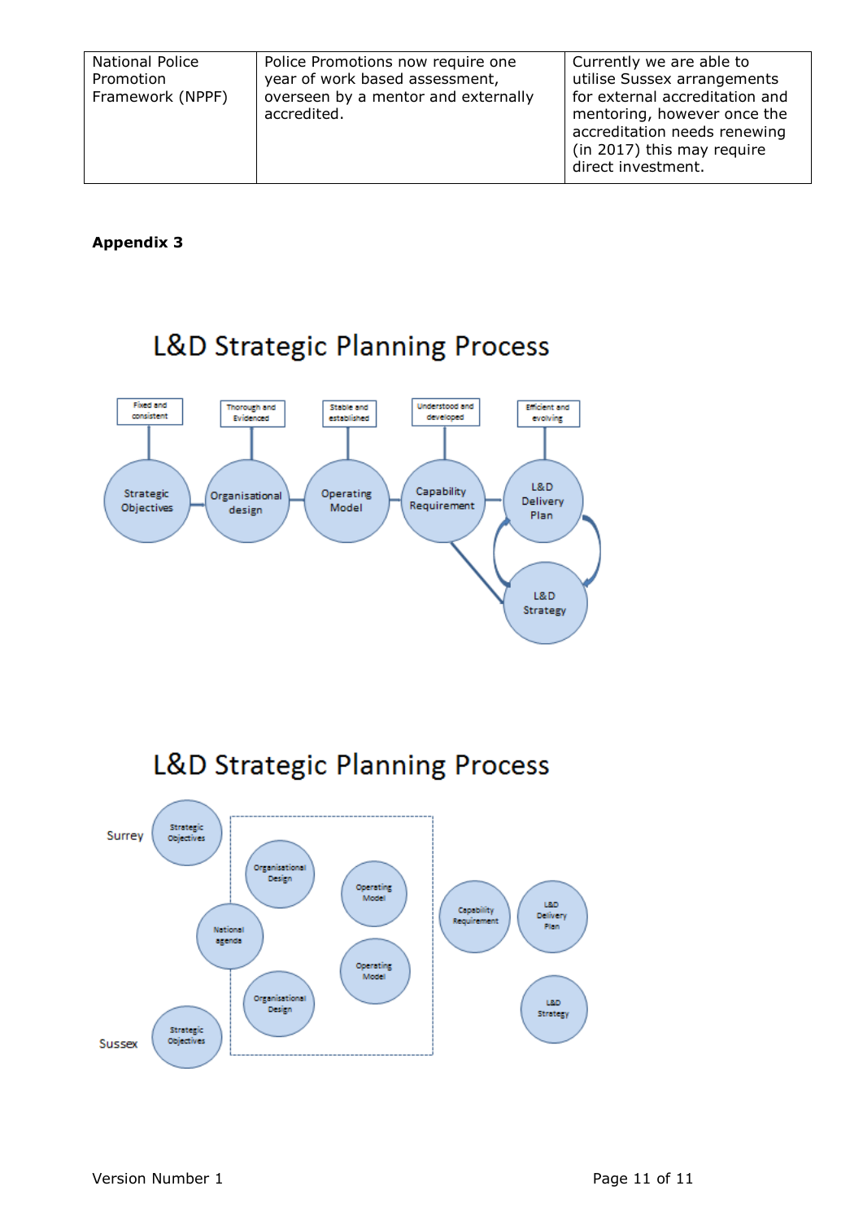| | | |
|---|---|---|
| National Police Promotion Framework (NPPF) | Police Promotions now require one year of work based assessment, overseen by a mentor and externally accredited. | Currently we are able to utilise Sussex arrangements for external accreditation and mentoring, however once the accreditation needs renewing (in 2017) this may require direct investment. |

**Appendix 3**

L&D Strategic Planning Process

Fixed and consistent
Thorough and Evidenced
Stable and established
Understood and developed
Efficient and evolving

Strategic Objectives
Organisational design
Operating Model
Capability Requirement
L&D Delivery Plan
L&D Strategy

L&D Strategic Planning Process

Surrey
Sussex

Strategic Objectives
Strategic Objectives
National agenda
Organisational Design
Organisational Design
Operating Model
Operating Model
Capability Requirement
L&D Delivery Plan
L&D Strategy

Version Number 1